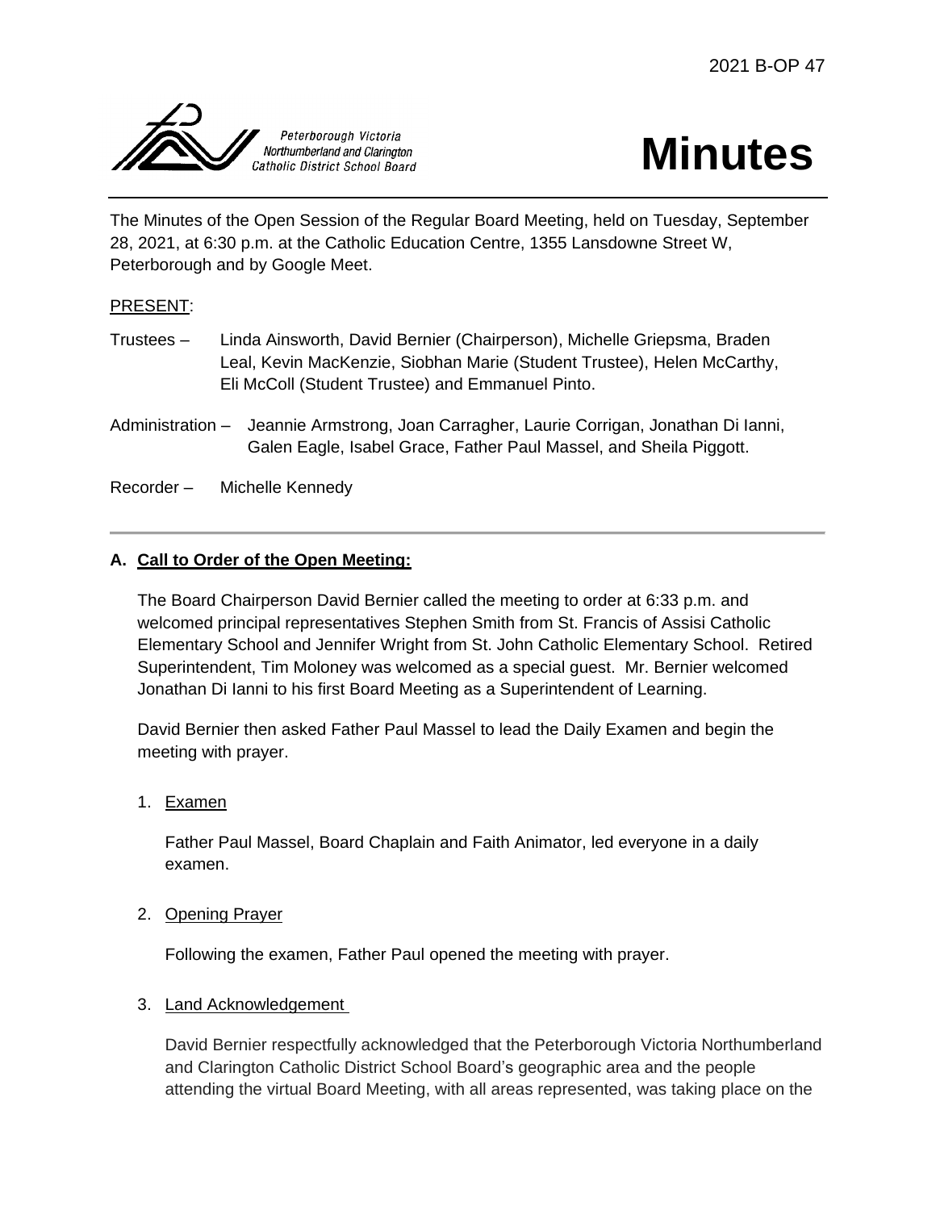2021 B-OP 47

Peterborough Victoria Northumberland and Clarington Catholic District School Board

# Minutes

The Minutes of the Open Session of the Regular Board Meeting, held on Tuesday, September 28, 2021, at 6:30 p.m. at the Catholic Education Centre, 1355 Lansdowne Street W, Peterborough and by Google Meet.

PRESENT:

Trustees – Linda Ainsworth, David Bernier (Chairperson), Michelle Griepsma, Braden Leal, Kevin MacKenzie, Siobhan Marie (Student Trustee), Helen McCarthy, Eli McColl (Student Trustee) and Emmanuel Pinto.

Administration – Jeannie Armstrong, Joan Carragher, Laurie Corrigan, Jonathan Di Ianni, Galen Eagle, Isabel Grace, Father Paul Massel, and Sheila Piggott.

Recorder – Michelle Kennedy

---

## A. Call to Order of the Open Meeting:

The Board Chairperson David Bernier called the meeting to order at 6:33 p.m. and welcomed principal representatives Stephen Smith from St. Francis of Assisi Catholic Elementary School and Jennifer Wright from St. John Catholic Elementary School. Retired Superintendent, Tim Moloney was welcomed as a special guest. Mr. Bernier welcomed Jonathan Di Ianni to his first Board Meeting as a Superintendent of Learning.

David Bernier then asked Father Paul Massel to lead the Daily Examen and begin the meeting with prayer.

1. Examen

   Father Paul Massel, Board Chaplain and Faith Animator, led everyone in a daily examen.

2. Opening Prayer

   Following the examen, Father Paul opened the meeting with prayer.

3. Land Acknowledgement

   David Bernier respectfully acknowledged that the Peterborough Victoria Northumberland and Clarington Catholic District School Board's geographic area and the people attending the virtual Board Meeting, with all areas represented, was taking place on the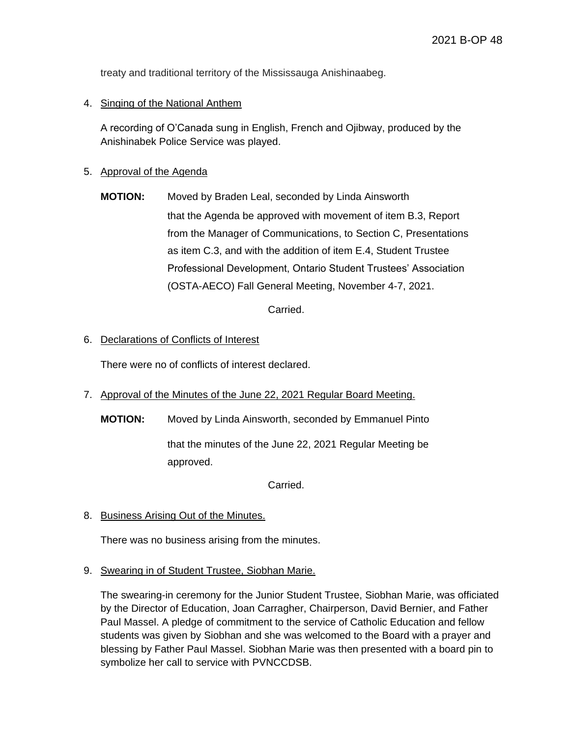treaty and traditional territory of the Mississauga Anishinaabeg.

4. Singing of the National Anthem

   A recording of O'Canada sung in English, French and Ojibway, produced by the Anishinabek Police Service was played.

5. Approval of the Agenda

   **MOTION:** Moved by Braden Leal, seconded by Linda Ainsworth

   that the Agenda be approved with movement of item B.3, Report from the Manager of Communications, to Section C, Presentations as item C.3, and with the addition of item E.4, Student Trustee Professional Development, Ontario Student Trustees' Association (OSTA-AECO) Fall General Meeting, November 4-7, 2021.

   Carried.

6. Declarations of Conflicts of Interest

   There were no of conflicts of interest declared.

7. Approval of the Minutes of the June 22, 2021 Regular Board Meeting.

   **MOTION:** Moved by Linda Ainsworth, seconded by Emmanuel Pinto

   that the minutes of the June 22, 2021 Regular Meeting be approved.

   Carried.

8. Business Arising Out of the Minutes.

   There was no business arising from the minutes.

9. Swearing in of Student Trustee, Siobhan Marie.

   The swearing-in ceremony for the Junior Student Trustee, Siobhan Marie, was officiated by the Director of Education, Joan Carragher, Chairperson, David Bernier, and Father Paul Massel. A pledge of commitment to the service of Catholic Education and fellow students was given by Siobhan and she was welcomed to the Board with a prayer and blessing by Father Paul Massel. Siobhan Marie was then presented with a board pin to symbolize her call to service with PVNCCDSB.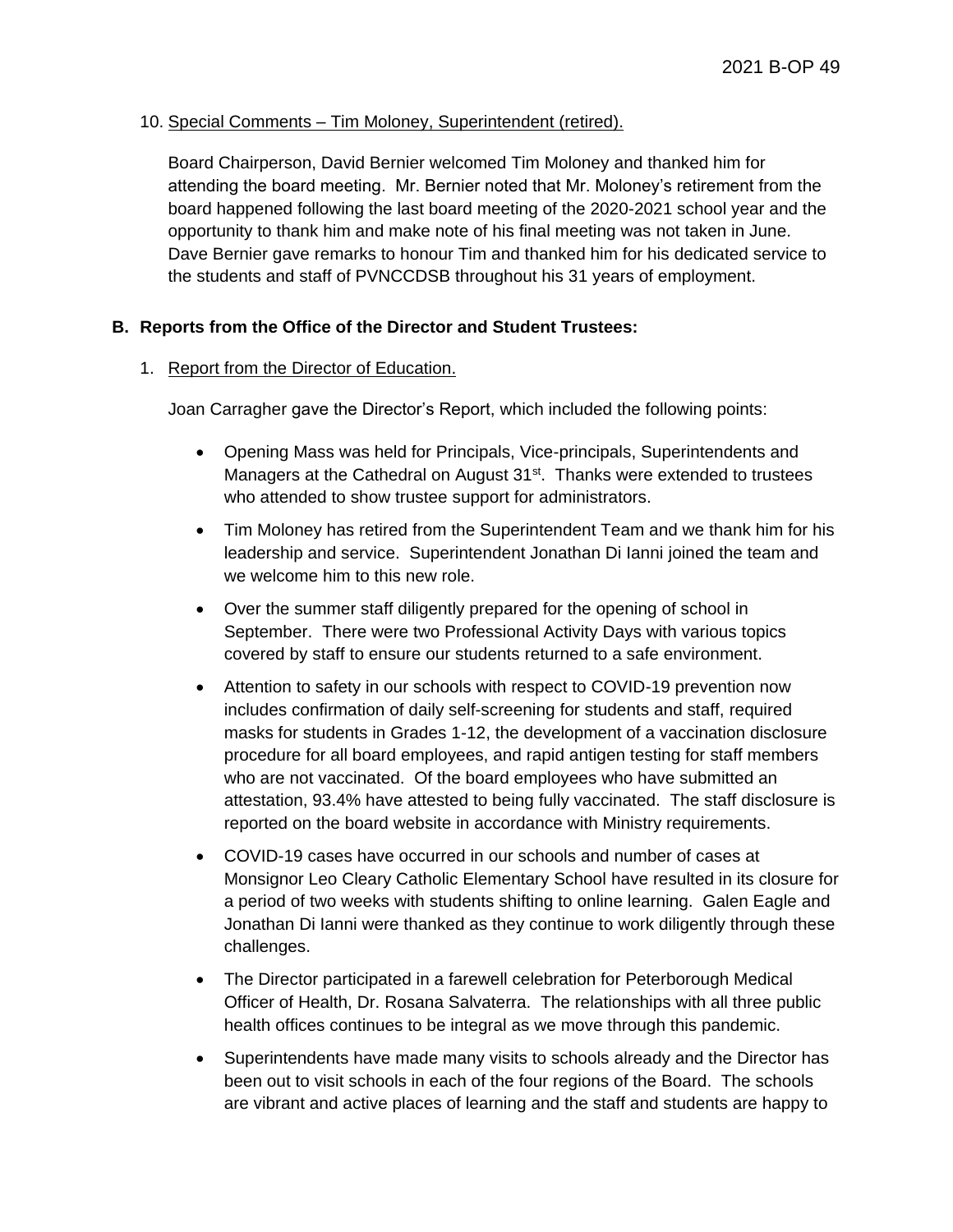10. Special Comments – Tim Moloney, Superintendent (retired).

    Board Chairperson, David Bernier welcomed Tim Moloney and thanked him for attending the board meeting. Mr. Bernier noted that Mr. Moloney's retirement from the board happened following the last board meeting of the 2020-2021 school year and the opportunity to thank him and make note of his final meeting was not taken in June. Dave Bernier gave remarks to honour Tim and thanked him for his dedicated service to the students and staff of PVNCCDSB throughout his 31 years of employment.

**B. Reports from the Office of the Director and Student Trustees:**

1. Report from the Director of Education.

   Joan Carragher gave the Director's Report, which included the following points:

   - Opening Mass was held for Principals, Vice-principals, Superintendents and Managers at the Cathedral on August 31st. Thanks were extended to trustees who attended to show trustee support for administrators.
   - Tim Moloney has retired from the Superintendent Team and we thank him for his leadership and service. Superintendent Jonathan Di Ianni joined the team and we welcome him to this new role.
   - Over the summer staff diligently prepared for the opening of school in September. There were two Professional Activity Days with various topics covered by staff to ensure our students returned to a safe environment.
   - Attention to safety in our schools with respect to COVID-19 prevention now includes confirmation of daily self-screening for students and staff, required masks for students in Grades 1-12, the development of a vaccination disclosure procedure for all board employees, and rapid antigen testing for staff members who are not vaccinated. Of the board employees who have submitted an attestation, 93.4% have attested to being fully vaccinated. The staff disclosure is reported on the board website in accordance with Ministry requirements.
   - COVID-19 cases have occurred in our schools and number of cases at Monsignor Leo Cleary Catholic Elementary School have resulted in its closure for a period of two weeks with students shifting to online learning. Galen Eagle and Jonathan Di Ianni were thanked as they continue to work diligently through these challenges.
   - The Director participated in a farewell celebration for Peterborough Medical Officer of Health, Dr. Rosana Salvaterra. The relationships with all three public health offices continues to be integral as we move through this pandemic.
   - Superintendents have made many visits to schools already and the Director has been out to visit schools in each of the four regions of the Board. The schools are vibrant and active places of learning and the staff and students are happy to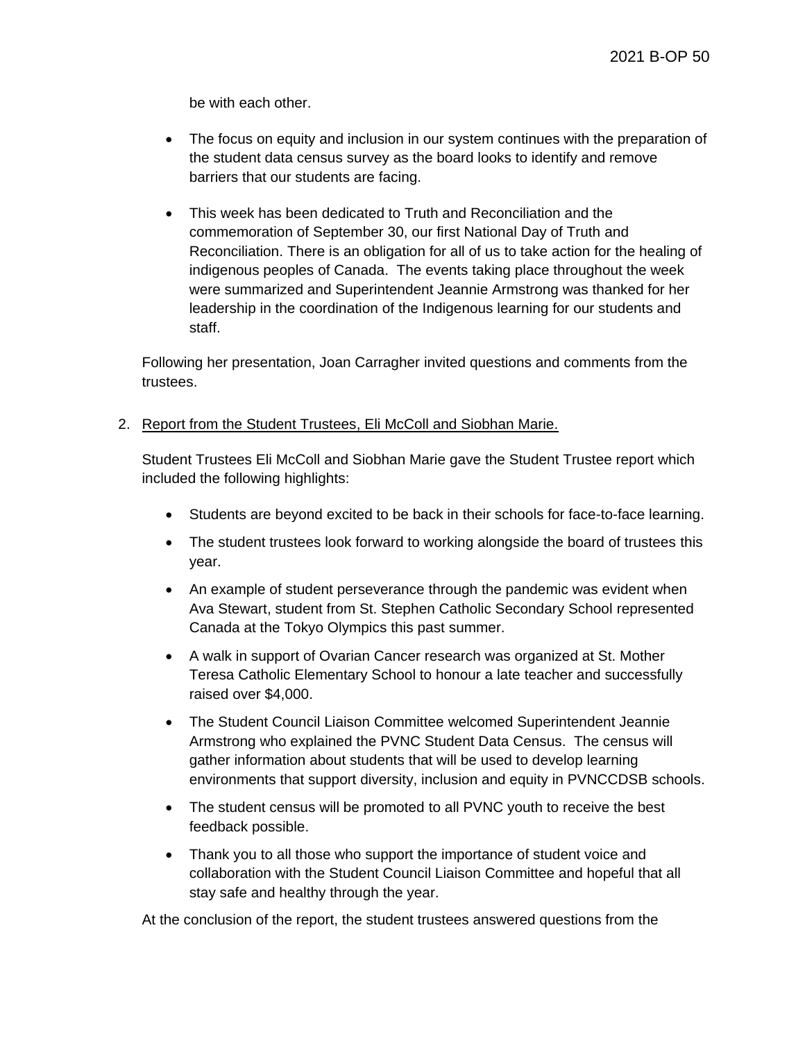be with each other.

- The focus on equity and inclusion in our system continues with the preparation of the student data census survey as the board looks to identify and remove barriers that our students are facing.

- This week has been dedicated to Truth and Reconciliation and the commemoration of September 30, our first National Day of Truth and Reconciliation. There is an obligation for all of us to take action for the healing of indigenous peoples of Canada. The events taking place throughout the week were summarized and Superintendent Jeannie Armstrong was thanked for her leadership in the coordination of the Indigenous learning for our students and staff.

Following her presentation, Joan Carragher invited questions and comments from the trustees.

2. Report from the Student Trustees, Eli McColl and Siobhan Marie.

   Student Trustees Eli McColl and Siobhan Marie gave the Student Trustee report which included the following highlights:

   - Students are beyond excited to be back in their schools for face-to-face learning.
   - The student trustees look forward to working alongside the board of trustees this year.
   - An example of student perseverance through the pandemic was evident when Ava Stewart, student from St. Stephen Catholic Secondary School represented Canada at the Tokyo Olympics this past summer.
   - A walk in support of Ovarian Cancer research was organized at St. Mother Teresa Catholic Elementary School to honour a late teacher and successfully raised over $4,000.
   - The Student Council Liaison Committee welcomed Superintendent Jeannie Armstrong who explained the PVNC Student Data Census. The census will gather information about students that will be used to develop learning environments that support diversity, inclusion and equity in PVNCCDSB schools.
   - The student census will be promoted to all PVNC youth to receive the best feedback possible.
   - Thank you to all those who support the importance of student voice and collaboration with the Student Council Liaison Committee and hopeful that all stay safe and healthy through the year.

   At the conclusion of the report, the student trustees answered questions from the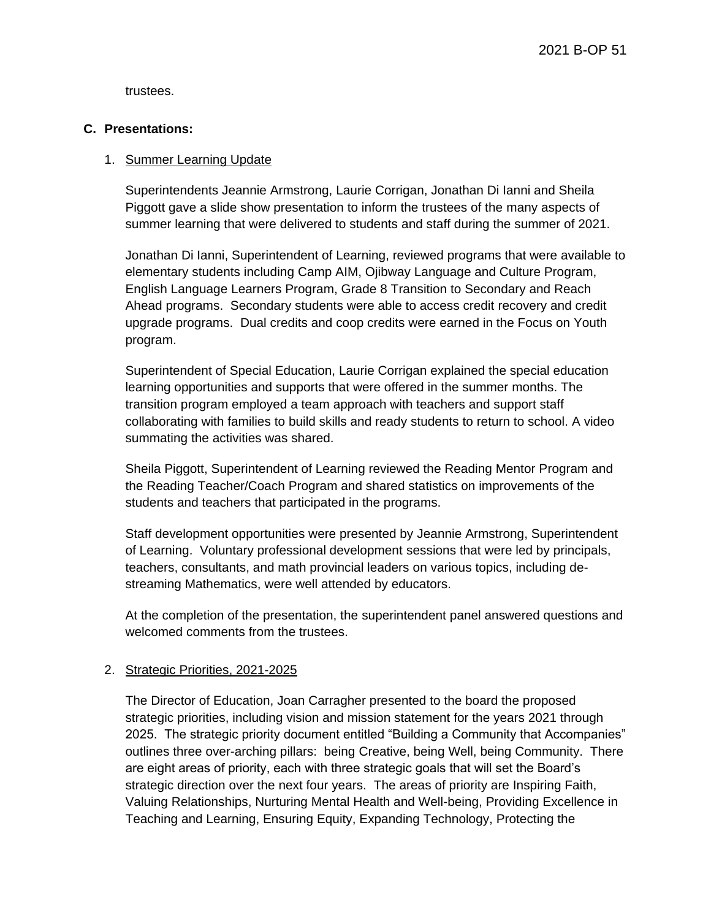trustees.

**C. Presentations:**

1. Summer Learning Update

   Superintendents Jeannie Armstrong, Laurie Corrigan, Jonathan Di Ianni and Sheila Piggott gave a slide show presentation to inform the trustees of the many aspects of summer learning that were delivered to students and staff during the summer of 2021.

   Jonathan Di Ianni, Superintendent of Learning, reviewed programs that were available to elementary students including Camp AIM, Ojibway Language and Culture Program, English Language Learners Program, Grade 8 Transition to Secondary and Reach Ahead programs. Secondary students were able to access credit recovery and credit upgrade programs. Dual credits and coop credits were earned in the Focus on Youth program.

   Superintendent of Special Education, Laurie Corrigan explained the special education learning opportunities and supports that were offered in the summer months. The transition program employed a team approach with teachers and support staff collaborating with families to build skills and ready students to return to school. A video summating the activities was shared.

   Sheila Piggott, Superintendent of Learning reviewed the Reading Mentor Program and the Reading Teacher/Coach Program and shared statistics on improvements of the students and teachers that participated in the programs.

   Staff development opportunities were presented by Jeannie Armstrong, Superintendent of Learning. Voluntary professional development sessions that were led by principals, teachers, consultants, and math provincial leaders on various topics, including de-streaming Mathematics, were well attended by educators.

   At the completion of the presentation, the superintendent panel answered questions and welcomed comments from the trustees.

2. Strategic Priorities, 2021-2025

   The Director of Education, Joan Carragher presented to the board the proposed strategic priorities, including vision and mission statement for the years 2021 through 2025. The strategic priority document entitled "Building a Community that Accompanies" outlines three over-arching pillars: being Creative, being Well, being Community. There are eight areas of priority, each with three strategic goals that will set the Board's strategic direction over the next four years. The areas of priority are Inspiring Faith, Valuing Relationships, Nurturing Mental Health and Well-being, Providing Excellence in Teaching and Learning, Ensuring Equity, Expanding Technology, Protecting the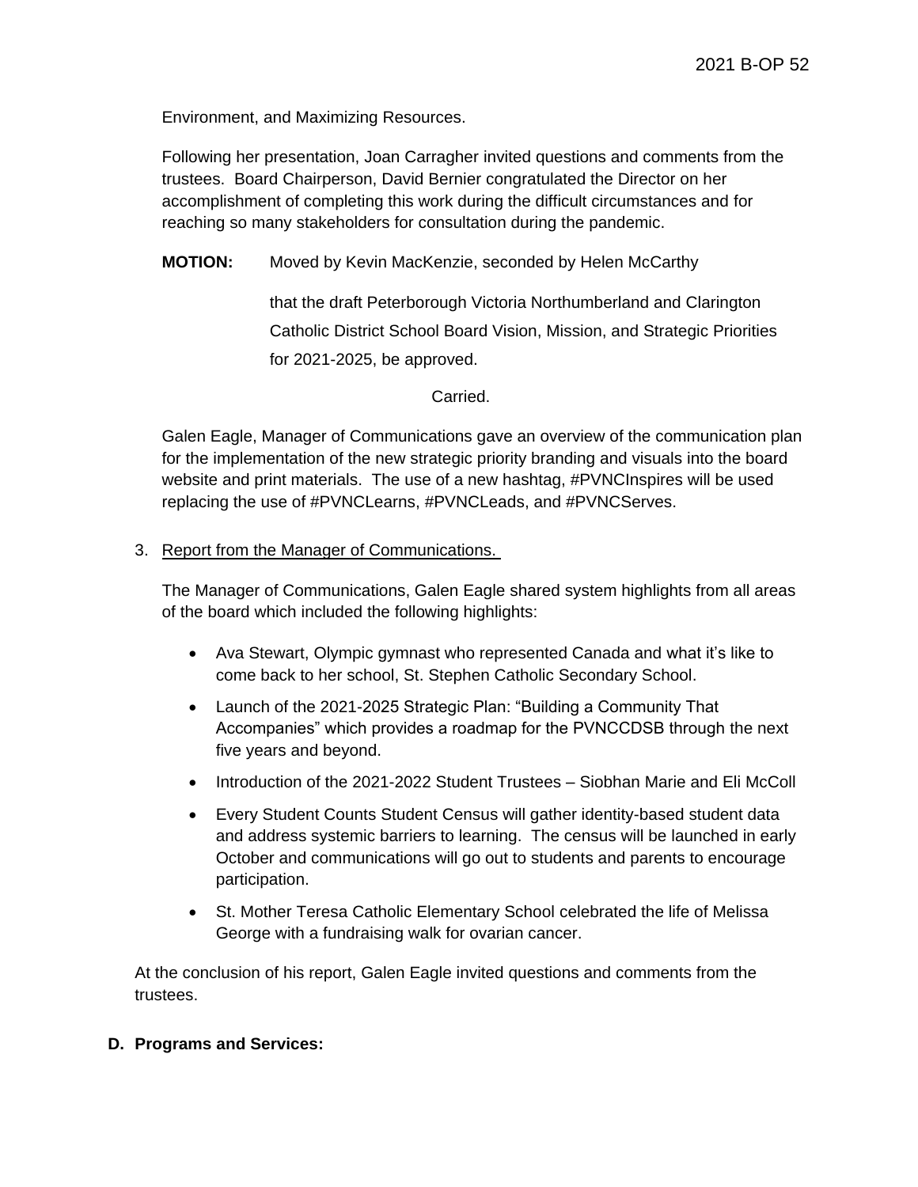Environment, and Maximizing Resources.

Following her presentation, Joan Carragher invited questions and comments from the trustees. Board Chairperson, David Bernier congratulated the Director on her accomplishment of completing this work during the difficult circumstances and for reaching so many stakeholders for consultation during the pandemic.

**MOTION:** Moved by Kevin MacKenzie, seconded by Helen McCarthy

that the draft Peterborough Victoria Northumberland and Clarington Catholic District School Board Vision, Mission, and Strategic Priorities for 2021-2025, be approved.

Carried.

Galen Eagle, Manager of Communications gave an overview of the communication plan for the implementation of the new strategic priority branding and visuals into the board website and print materials. The use of a new hashtag, #PVNCInspires will be used replacing the use of #PVNCLearns, #PVNCLeads, and #PVNCServes.

3. Report from the Manager of Communications.

The Manager of Communications, Galen Eagle shared system highlights from all areas of the board which included the following highlights:

- Ava Stewart, Olympic gymnast who represented Canada and what it's like to come back to her school, St. Stephen Catholic Secondary School.
- Launch of the 2021-2025 Strategic Plan: "Building a Community That Accompanies" which provides a roadmap for the PVNCCDSB through the next five years and beyond.
- Introduction of the 2021-2022 Student Trustees – Siobhan Marie and Eli McColl
- Every Student Counts Student Census will gather identity-based student data and address systemic barriers to learning. The census will be launched in early October and communications will go out to students and parents to encourage participation.
- St. Mother Teresa Catholic Elementary School celebrated the life of Melissa George with a fundraising walk for ovarian cancer.

At the conclusion of his report, Galen Eagle invited questions and comments from the trustees.

## D. Programs and Services: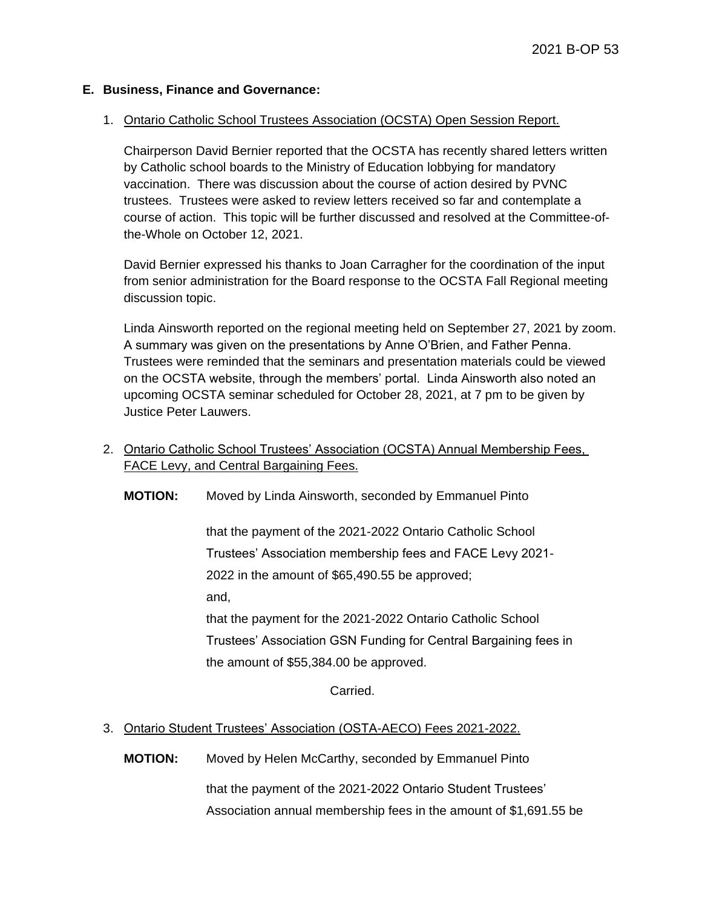## E. Business, Finance and Governance:

1. Ontario Catholic School Trustees Association (OCSTA) Open Session Report.

   Chairperson David Bernier reported that the OCSTA has recently shared letters written by Catholic school boards to the Ministry of Education lobbying for mandatory vaccination. There was discussion about the course of action desired by PVNC trustees. Trustees were asked to review letters received so far and contemplate a course of action. This topic will be further discussed and resolved at the Committee-of-the-Whole on October 12, 2021.

   David Bernier expressed his thanks to Joan Carragher for the coordination of the input from senior administration for the Board response to the OCSTA Fall Regional meeting discussion topic.

   Linda Ainsworth reported on the regional meeting held on September 27, 2021 by zoom. A summary was given on the presentations by Anne O'Brien, and Father Penna. Trustees were reminded that the seminars and presentation materials could be viewed on the OCSTA website, through the members' portal. Linda Ainsworth also noted an upcoming OCSTA seminar scheduled for October 28, 2021, at 7 pm to be given by Justice Peter Lauwers.

2. Ontario Catholic School Trustees' Association (OCSTA) Annual Membership Fees, FACE Levy, and Central Bargaining Fees.

   **MOTION:** Moved by Linda Ainsworth, seconded by Emmanuel Pinto

   that the payment of the 2021-2022 Ontario Catholic School Trustees' Association membership fees and FACE Levy 2021-2022 in the amount of $65,490.55 be approved;
   and,
   that the payment for the 2021-2022 Ontario Catholic School Trustees' Association GSN Funding for Central Bargaining fees in the amount of $55,384.00 be approved.

   Carried.

3. Ontario Student Trustees' Association (OSTA-AECO) Fees 2021-2022.

   **MOTION:** Moved by Helen McCarthy, seconded by Emmanuel Pinto

   that the payment of the 2021-2022 Ontario Student Trustees' Association annual membership fees in the amount of $1,691.55 be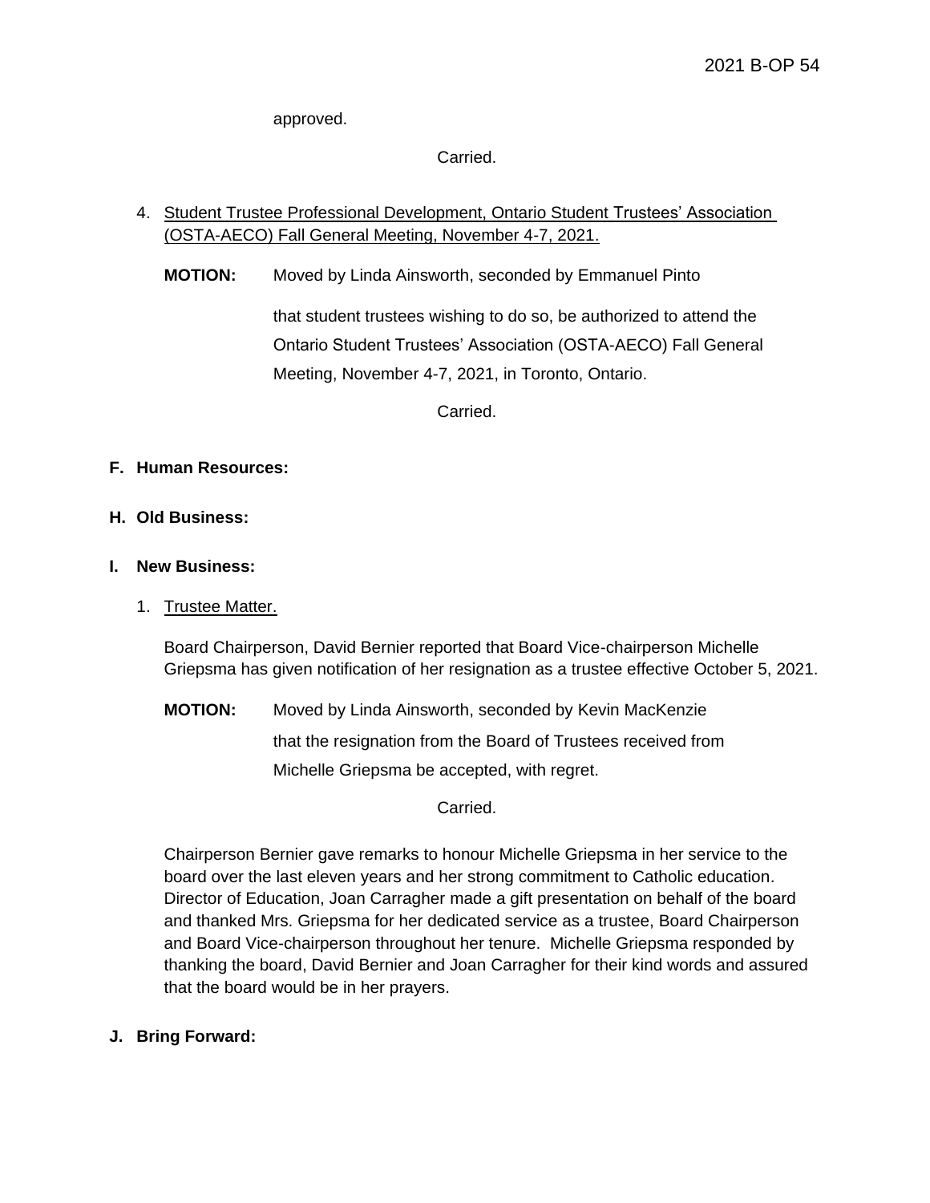approved.

Carried.

4. Student Trustee Professional Development, Ontario Student Trustees' Association (OSTA-AECO) Fall General Meeting, November 4-7, 2021.

   **MOTION:** Moved by Linda Ainsworth, seconded by Emmanuel Pinto

   that student trustees wishing to do so, be authorized to attend the Ontario Student Trustees' Association (OSTA-AECO) Fall General Meeting, November 4-7, 2021, in Toronto, Ontario.

   Carried.

**F. Human Resources:**

**H. Old Business:**

**I. New Business:**

1. Trustee Matter.

   Board Chairperson, David Bernier reported that Board Vice-chairperson Michelle Griepsma has given notification of her resignation as a trustee effective October 5, 2021.

   **MOTION:** Moved by Linda Ainsworth, seconded by Kevin MacKenzie

   that the resignation from the Board of Trustees received from Michelle Griepsma be accepted, with regret.

   Carried.

   Chairperson Bernier gave remarks to honour Michelle Griepsma in her service to the board over the last eleven years and her strong commitment to Catholic education. Director of Education, Joan Carragher made a gift presentation on behalf of the board and thanked Mrs. Griepsma for her dedicated service as a trustee, Board Chairperson and Board Vice-chairperson throughout her tenure. Michelle Griepsma responded by thanking the board, David Bernier and Joan Carragher for their kind words and assured that the board would be in her prayers.

**J. Bring Forward:**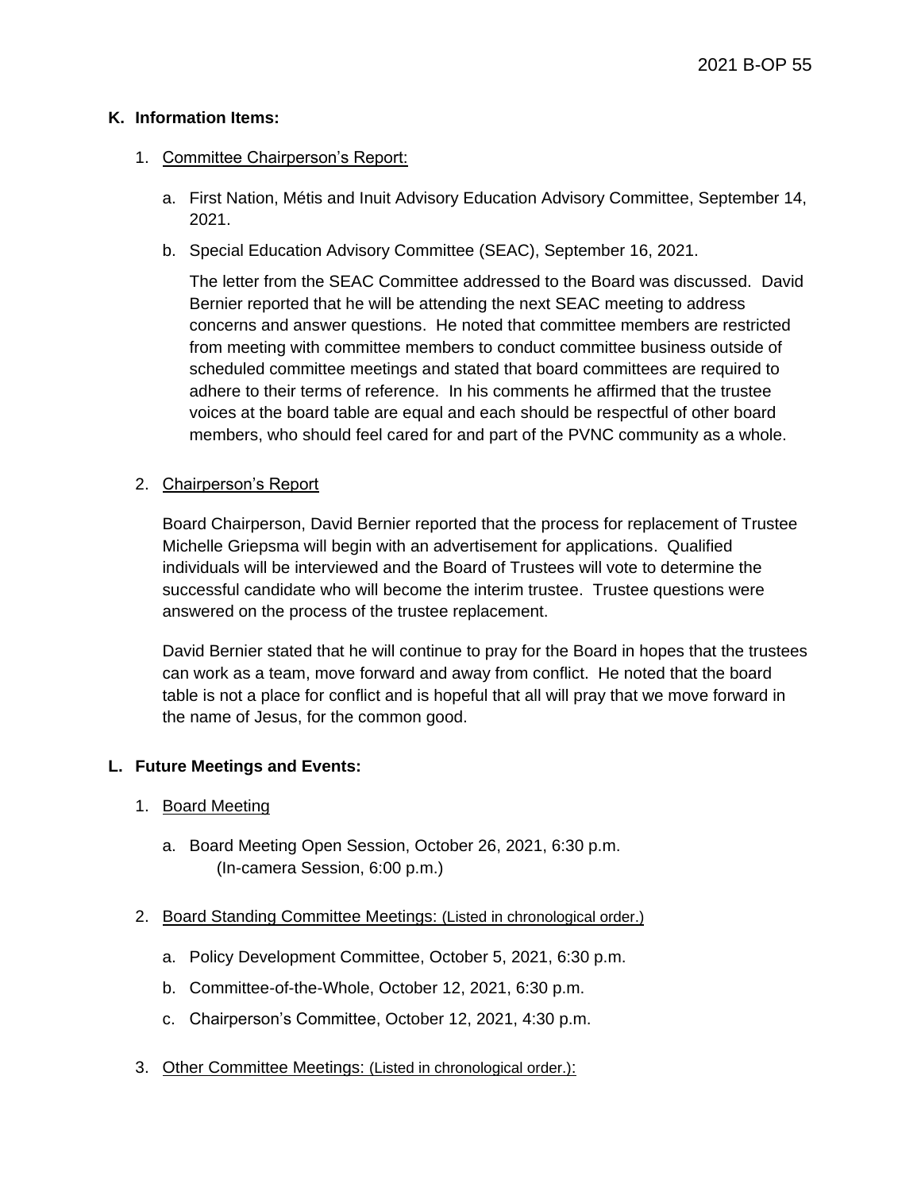**K. Information Items:**

1. Committee Chairperson's Report:

   a. First Nation, Métis and Inuit Advisory Education Advisory Committee, September 14, 2021.

   b. Special Education Advisory Committee (SEAC), September 16, 2021.

   The letter from the SEAC Committee addressed to the Board was discussed. David Bernier reported that he will be attending the next SEAC meeting to address concerns and answer questions. He noted that committee members are restricted from meeting with committee members to conduct committee business outside of scheduled committee meetings and stated that board committees are required to adhere to their terms of reference. In his comments he affirmed that the trustee voices at the board table are equal and each should be respectful of other board members, who should feel cared for and part of the PVNC community as a whole.

2. Chairperson's Report

   Board Chairperson, David Bernier reported that the process for replacement of Trustee Michelle Griepsma will begin with an advertisement for applications. Qualified individuals will be interviewed and the Board of Trustees will vote to determine the successful candidate who will become the interim trustee. Trustee questions were answered on the process of the trustee replacement.

   David Bernier stated that he will continue to pray for the Board in hopes that the trustees can work as a team, move forward and away from conflict. He noted that the board table is not a place for conflict and is hopeful that all will pray that we move forward in the name of Jesus, for the common good.

**L. Future Meetings and Events:**

1. Board Meeting

   a. Board Meeting Open Session, October 26, 2021, 6:30 p.m. (In-camera Session, 6:00 p.m.)

2. Board Standing Committee Meetings: (Listed in chronological order.)

   a. Policy Development Committee, October 5, 2021, 6:30 p.m.

   b. Committee-of-the-Whole, October 12, 2021, 6:30 p.m.

   c. Chairperson's Committee, October 12, 2021, 4:30 p.m.

3. Other Committee Meetings: (Listed in chronological order.):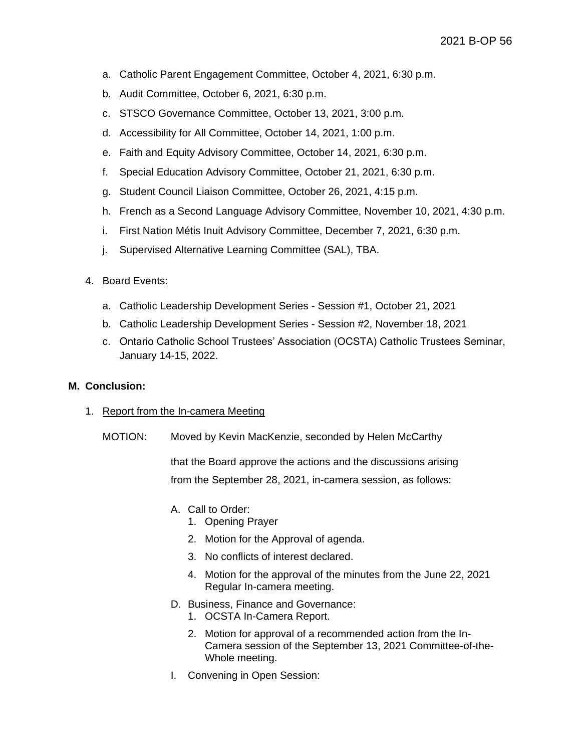a. Catholic Parent Engagement Committee, October 4, 2021, 6:30 p.m.

b. Audit Committee, October 6, 2021, 6:30 p.m.

c. STSCO Governance Committee, October 13, 2021, 3:00 p.m.

d. Accessibility for All Committee, October 14, 2021, 1:00 p.m.

e. Faith and Equity Advisory Committee, October 14, 2021, 6:30 p.m.

f. Special Education Advisory Committee, October 21, 2021, 6:30 p.m.

g. Student Council Liaison Committee, October 26, 2021, 4:15 p.m.

h. French as a Second Language Advisory Committee, November 10, 2021, 4:30 p.m.

i. First Nation Métis Inuit Advisory Committee, December 7, 2021, 6:30 p.m.

j. Supervised Alternative Learning Committee (SAL), TBA.

4. Board Events:

a. Catholic Leadership Development Series - Session #1, October 21, 2021

b. Catholic Leadership Development Series - Session #2, November 18, 2021

c. Ontario Catholic School Trustees' Association (OCSTA) Catholic Trustees Seminar, January 14-15, 2022.

**M. Conclusion:**

1. Report from the In-camera Meeting

MOTION: Moved by Kevin MacKenzie, seconded by Helen McCarthy

that the Board approve the actions and the discussions arising from the September 28, 2021, in-camera session, as follows:

A. Call to Order:
   1. Opening Prayer
   2. Motion for the Approval of agenda.
   3. No conflicts of interest declared.
   4. Motion for the approval of the minutes from the June 22, 2021 Regular In-camera meeting.

D. Business, Finance and Governance:
   1. OCSTA In-Camera Report.
   2. Motion for approval of a recommended action from the In-Camera session of the September 13, 2021 Committee-of-the-Whole meeting.

I. Convening in Open Session: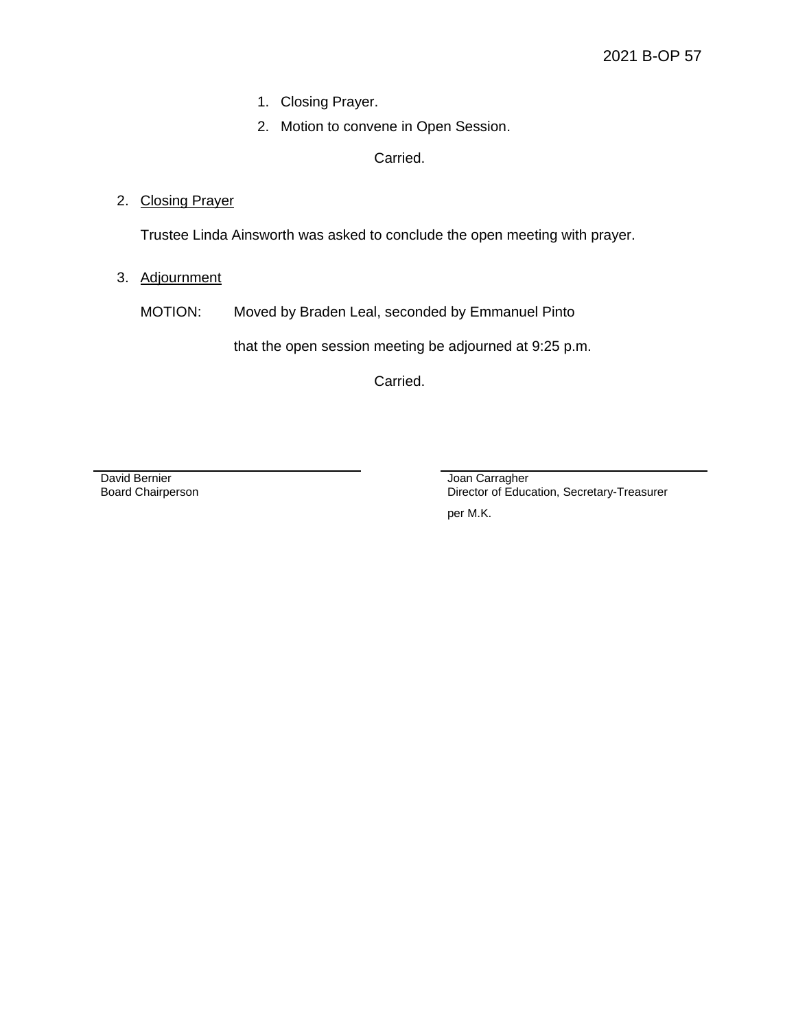1. Closing Prayer.
2. Motion to convene in Open Session.

Carried.

2. Closing Prayer

Trustee Linda Ainsworth was asked to conclude the open meeting with prayer.

3. Adjournment

MOTION: Moved by Braden Leal, seconded by Emmanuel Pinto

that the open session meeting be adjourned at 9:25 p.m.

Carried.

David Bernier
Board Chairperson

Joan Carragher
Director of Education, Secretary-Treasurer

per M.K.